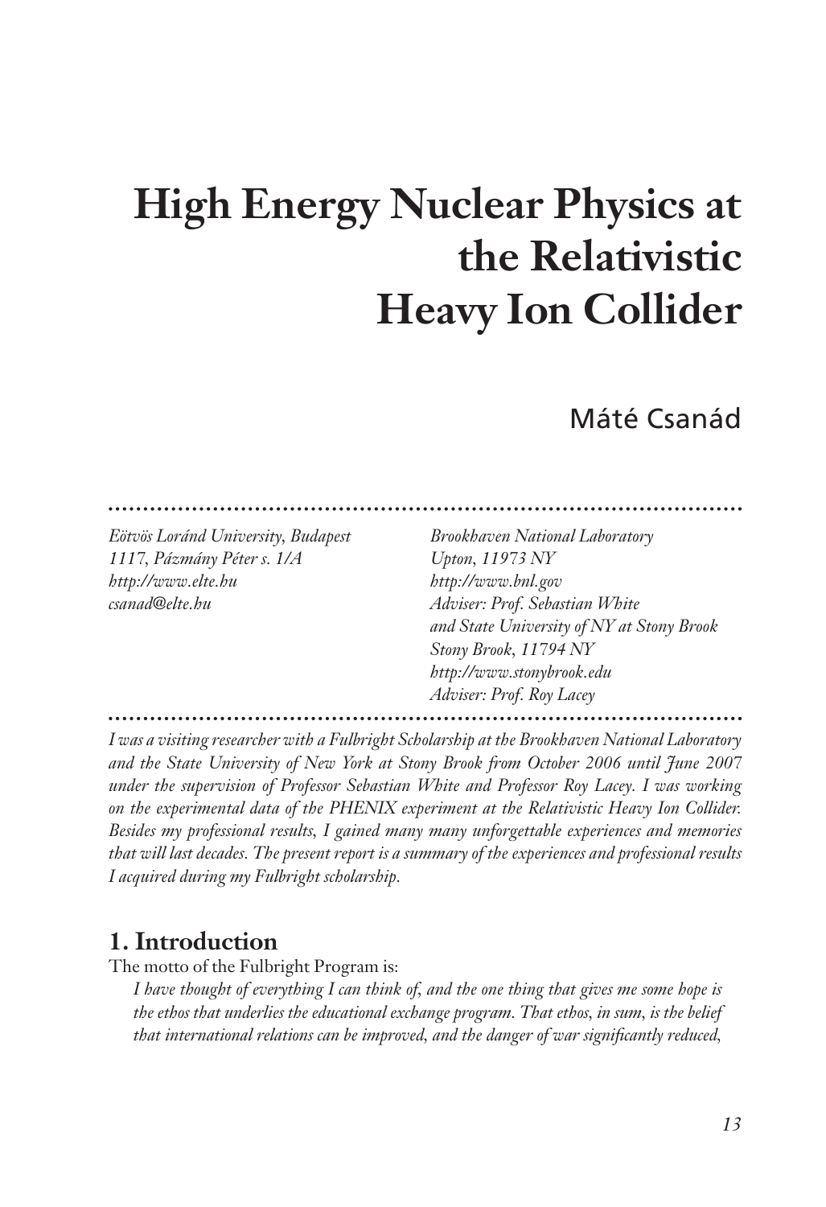# High Energy Nuclear Physics at the Relativistic Heavy Ion Collider

Máté Csanád

*Eötvös Loránd University, Budapest*
*1117, Pázmány Péter s. 1/A*
*http://www.elte.hu*
*csanad@elte.hu*

*Brookhaven National Laboratory*
*Upton, 11973 NY*
*http://www.bnl.gov*
*Adviser: Prof. Sebastian White*
*and State University of NY at Stony Brook*
*Stony Brook, 11794 NY*
*http://www.stonybrook.edu*
*Adviser: Prof. Roy Lacey*

*I was a visiting researcher with a Fulbright Scholarship at the Brookhaven National Laboratory and the State University of New York at Stony Brook from October 2006 until June 2007 under the supervision of Professor Sebastian White and Professor Roy Lacey. I was working on the experimental data of the PHENIX experiment at the Relativistic Heavy Ion Collider. Besides my professional results, I gained many many unforgettable experiences and memories that will last decades. The present report is a summary of the experiences and professional results I acquired during my Fulbright scholarship.*

## 1. Introduction

The motto of the Fulbright Program is:

> *I have thought of everything I can think of, and the one thing that gives me some hope is the ethos that underlies the educational exchange program. That ethos, in sum, is the belief that international relations can be improved, and the danger of war significantly reduced,*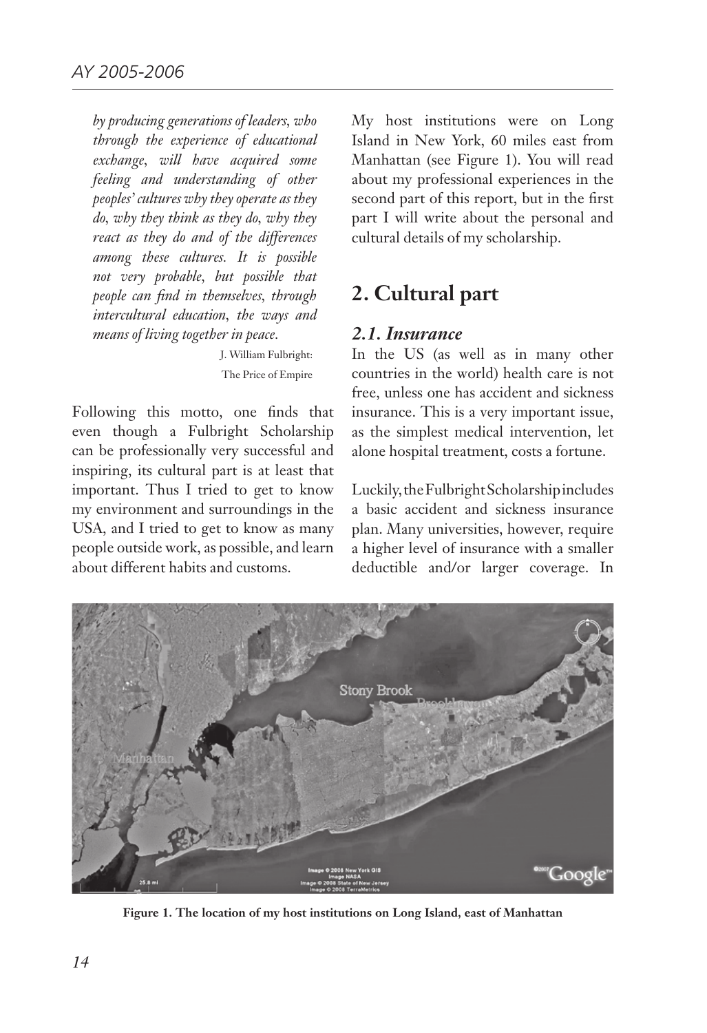*by producing generations of leaders, who through the experience of educational exchange, will have acquired some feeling and understanding of other peoples' cultures why they operate as they do, why they think as they do, why they react as they do and of the differences among these cultures. It is possible not very probable, but possible that people can find in themselves, through intercultural education, the ways and means of living together in peace.*

J. William Fulbright: The Price of Empire

Following this motto, one finds that even though a Fulbright Scholarship can be professionally very successful and inspiring, its cultural part is at least that important. Thus I tried to get to know my environment and surroundings in the USA, and I tried to get to know as many people outside work, as possible, and learn about different habits and customs.

My host institutions were on Long Island in New York, 60 miles east from Manhattan (see Figure 1). You will read about my professional experiences in the second part of this report, but in the first part I will write about the personal and cultural details of my scholarship.

## 2. Cultural part

### *2.1. Insurance*

In the US (as well as in many other countries in the world) health care is not free, unless one has accident and sickness insurance. This is a very important issue, as the simplest medical intervention, let alone hospital treatment, costs a fortune.

Luckily, the Fulbright Scholarship includes a basic accident and sickness insurance plan. Many universities, however, require a higher level of insurance with a smaller deductible and/or larger coverage. In

**Figure 1. The location of my host institutions on Long Island, east of Manhattan**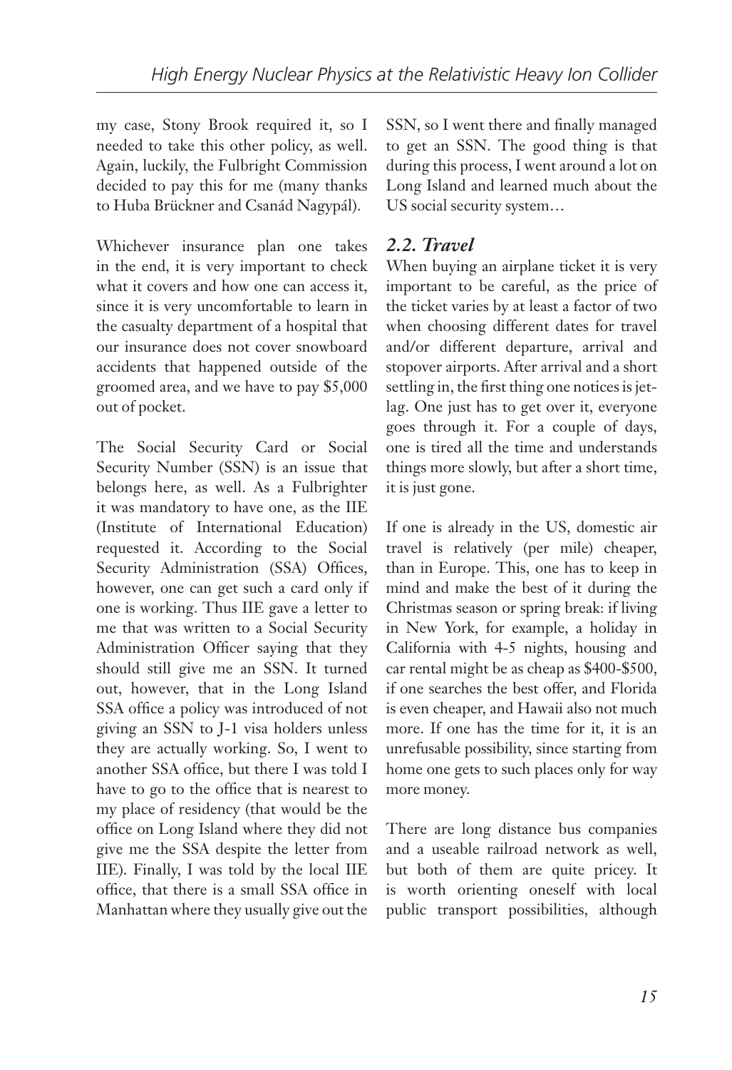my case, Stony Brook required it, so I needed to take this other policy, as well. Again, luckily, the Fulbright Commission decided to pay this for me (many thanks to Huba Brückner and Csanád Nagypál).

Whichever insurance plan one takes in the end, it is very important to check what it covers and how one can access it, since it is very uncomfortable to learn in the casualty department of a hospital that our insurance does not cover snowboard accidents that happened outside of the groomed area, and we have to pay $5,000 out of pocket.

The Social Security Card or Social Security Number (SSN) is an issue that belongs here, as well. As a Fulbrighter it was mandatory to have one, as the IIE (Institute of International Education) requested it. According to the Social Security Administration (SSA) Offices, however, one can get such a card only if one is working. Thus IIE gave a letter to me that was written to a Social Security Administration Officer saying that they should still give me an SSN. It turned out, however, that in the Long Island SSA office a policy was introduced of not giving an SSN to J-1 visa holders unless they are actually working. So, I went to another SSA office, but there I was told I have to go to the office that is nearest to my place of residency (that would be the office on Long Island where they did not give me the SSA despite the letter from IIE). Finally, I was told by the local IIE office, that there is a small SSA office in Manhattan where they usually give out the SSN, so I went there and finally managed to get an SSN. The good thing is that during this process, I went around a lot on Long Island and learned much about the US social security system…

## *2.2. Travel*

When buying an airplane ticket it is very important to be careful, as the price of the ticket varies by at least a factor of two when choosing different dates for travel and/or different departure, arrival and stopover airports. After arrival and a short settling in, the first thing one notices is jet-lag. One just has to get over it, everyone goes through it. For a couple of days, one is tired all the time and understands things more slowly, but after a short time, it is just gone.

If one is already in the US, domestic air travel is relatively (per mile) cheaper, than in Europe. This, one has to keep in mind and make the best of it during the Christmas season or spring break: if living in New York, for example, a holiday in California with 4-5 nights, housing and car rental might be as cheap as $400-$500, if one searches the best offer, and Florida is even cheaper, and Hawaii also not much more. If one has the time for it, it is an unrefusable possibility, since starting from home one gets to such places only for way more money.

There are long distance bus companies and a useable railroad network as well, but both of them are quite pricey. It is worth orienting oneself with local public transport possibilities, although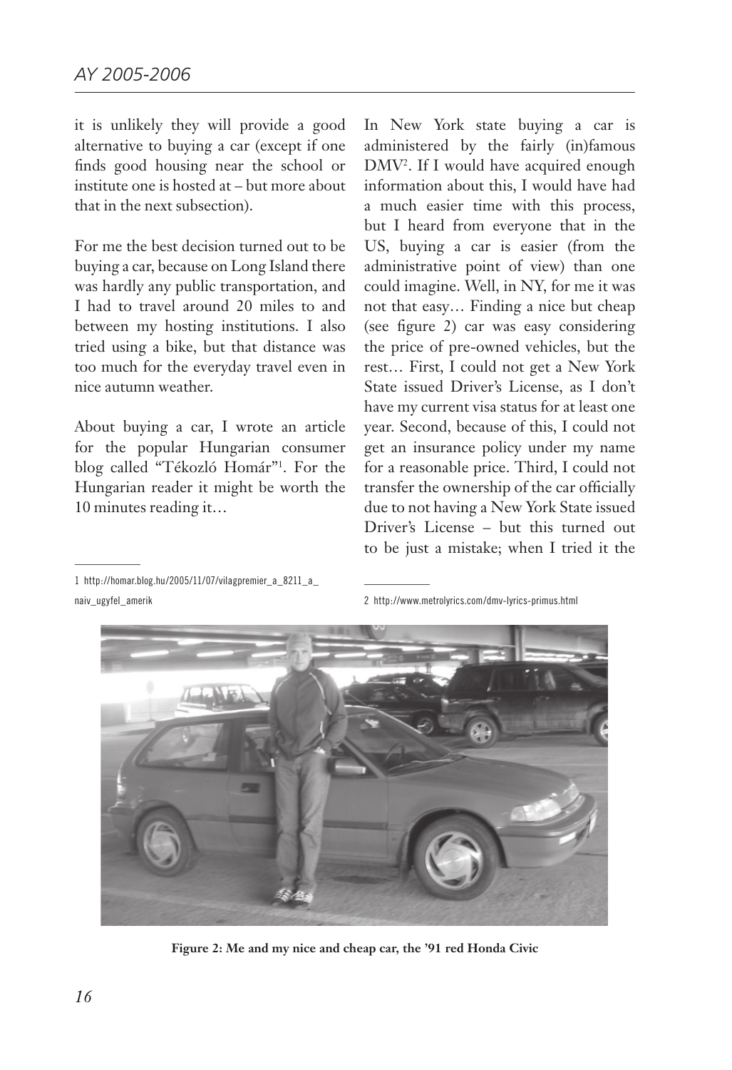it is unlikely they will provide a good alternative to buying a car (except if one finds good housing near the school or institute one is hosted at – but more about that in the next subsection).

For me the best decision turned out to be buying a car, because on Long Island there was hardly any public transportation, and I had to travel around 20 miles to and between my hosting institutions. I also tried using a bike, but that distance was too much for the everyday travel even in nice autumn weather.

About buying a car, I wrote an article for the popular Hungarian consumer blog called "Tékozló Homár"[1]. For the Hungarian reader it might be worth the 10 minutes reading it…

In New York state buying a car is administered by the fairly (in)famous DMV[2]. If I would have acquired enough information about this, I would have had a much easier time with this process, but I heard from everyone that in the US, buying a car is easier (from the administrative point of view) than one could imagine. Well, in NY, for me it was not that easy… Finding a nice but cheap (see figure 2) car was easy considering the price of pre-owned vehicles, but the rest… First, I could not get a New York State issued Driver's License, as I don't have my current visa status for at least one year. Second, because of this, I could not get an insurance policy under my name for a reasonable price. Third, I could not transfer the ownership of the car officially due to not having a New York State issued Driver's License – but this turned out to be just a mistake; when I tried it the

1 http://homar.blog.hu/2005/11/07/vilagpremier_a_8211_a_naiv_ugyfel_amerik

2 http://www.metrolyrics.com/dmv-lyrics-primus.html

**Figure 2: Me and my nice and cheap car, the '91 red Honda Civic**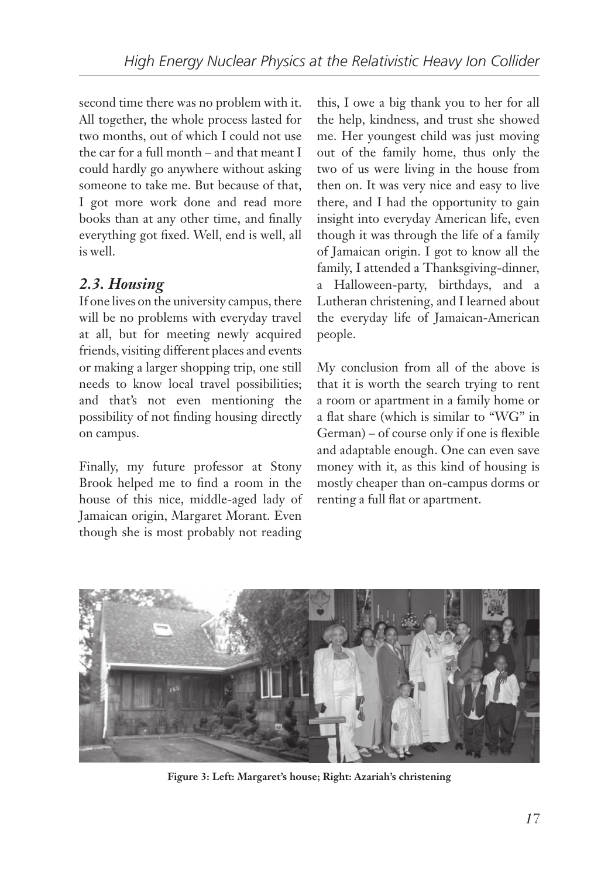second time there was no problem with it. All together, the whole process lasted for two months, out of which I could not use the car for a full month – and that meant I could hardly go anywhere without asking someone to take me. But because of that, I got more work done and read more books than at any other time, and finally everything got fixed. Well, end is well, all is well.

### *2.3. Housing*

If one lives on the university campus, there will be no problems with everyday travel at all, but for meeting newly acquired friends, visiting different places and events or making a larger shopping trip, one still needs to know local travel possibilities; and that's not even mentioning the possibility of not finding housing directly on campus.

Finally, my future professor at Stony Brook helped me to find a room in the house of this nice, middle-aged lady of Jamaican origin, Margaret Morant. Even though she is most probably not reading this, I owe a big thank you to her for all the help, kindness, and trust she showed me. Her youngest child was just moving out of the family home, thus only the two of us were living in the house from then on. It was very nice and easy to live there, and I had the opportunity to gain insight into everyday American life, even though it was through the life of a family of Jamaican origin. I got to know all the family, I attended a Thanksgiving-dinner, a Halloween-party, birthdays, and a Lutheran christening, and I learned about the everyday life of Jamaican-American people.

My conclusion from all of the above is that it is worth the search trying to rent a room or apartment in a family home or a flat share (which is similar to "WG" in German) – of course only if one is flexible and adaptable enough. One can even save money with it, as this kind of housing is mostly cheaper than on-campus dorms or renting a full flat or apartment.

**Figure 3: Left: Margaret's house; Right: Azariah's christening**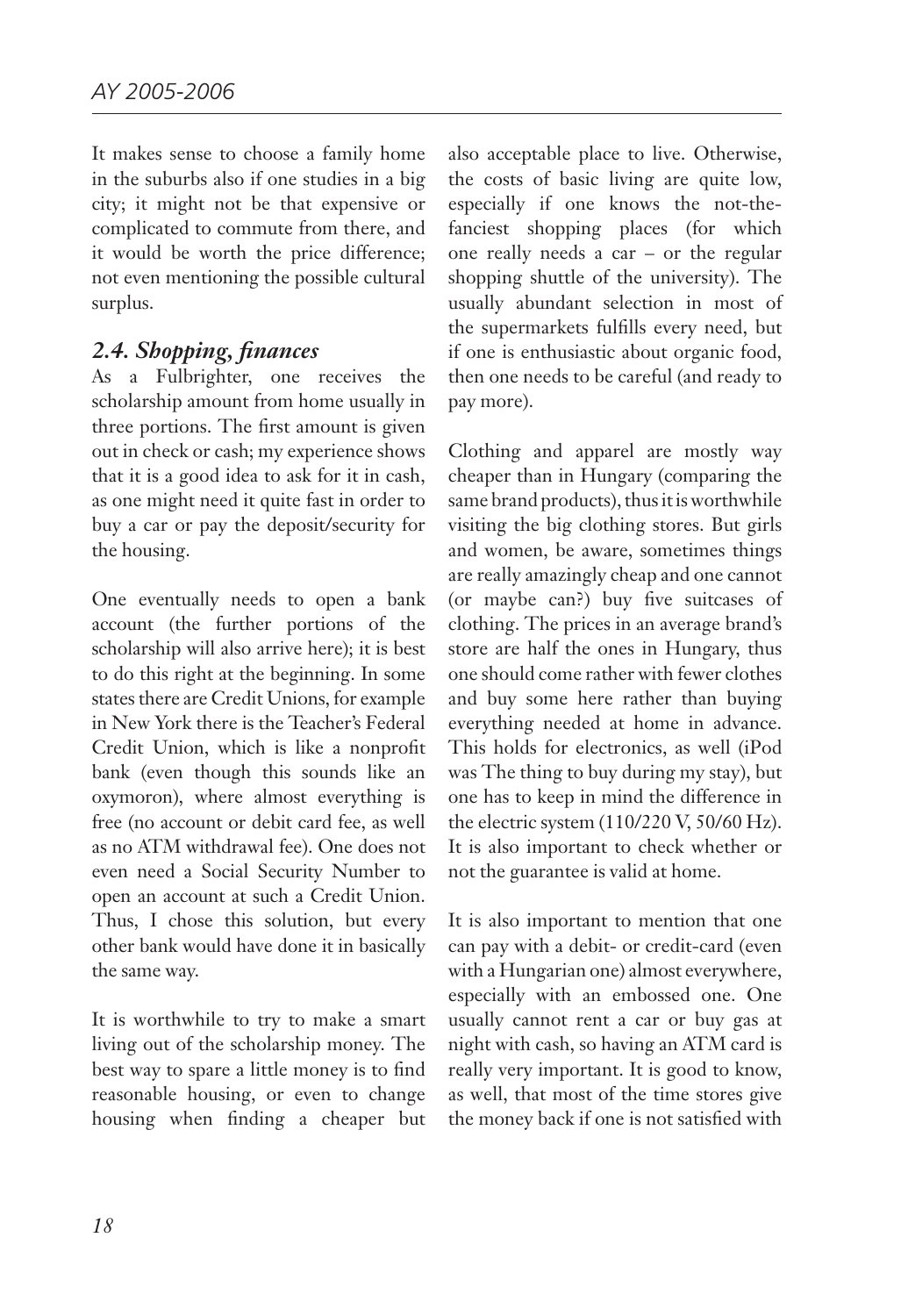It makes sense to choose a family home in the suburbs also if one studies in a big city; it might not be that expensive or complicated to commute from there, and it would be worth the price difference; not even mentioning the possible cultural surplus.

### *2.4. Shopping, finances*

As a Fulbrighter, one receives the scholarship amount from home usually in three portions. The first amount is given out in check or cash; my experience shows that it is a good idea to ask for it in cash, as one might need it quite fast in order to buy a car or pay the deposit/security for the housing.

One eventually needs to open a bank account (the further portions of the scholarship will also arrive here); it is best to do this right at the beginning. In some states there are Credit Unions, for example in New York there is the Teacher's Federal Credit Union, which is like a nonprofit bank (even though this sounds like an oxymoron), where almost everything is free (no account or debit card fee, as well as no ATM withdrawal fee). One does not even need a Social Security Number to open an account at such a Credit Union. Thus, I chose this solution, but every other bank would have done it in basically the same way.

It is worthwhile to try to make a smart living out of the scholarship money. The best way to spare a little money is to find reasonable housing, or even to change housing when finding a cheaper but also acceptable place to live. Otherwise, the costs of basic living are quite low, especially if one knows the not-the-fanciest shopping places (for which one really needs a car – or the regular shopping shuttle of the university). The usually abundant selection in most of the supermarkets fulfills every need, but if one is enthusiastic about organic food, then one needs to be careful (and ready to pay more).

Clothing and apparel are mostly way cheaper than in Hungary (comparing the same brand products), thus it is worthwhile visiting the big clothing stores. But girls and women, be aware, sometimes things are really amazingly cheap and one cannot (or maybe can?) buy five suitcases of clothing. The prices in an average brand's store are half the ones in Hungary, thus one should come rather with fewer clothes and buy some here rather than buying everything needed at home in advance. This holds for electronics, as well (iPod was The thing to buy during my stay), but one has to keep in mind the difference in the electric system (110/220 V, 50/60 Hz). It is also important to check whether or not the guarantee is valid at home.

It is also important to mention that one can pay with a debit- or credit-card (even with a Hungarian one) almost everywhere, especially with an embossed one. One usually cannot rent a car or buy gas at night with cash, so having an ATM card is really very important. It is good to know, as well, that most of the time stores give the money back if one is not satisfied with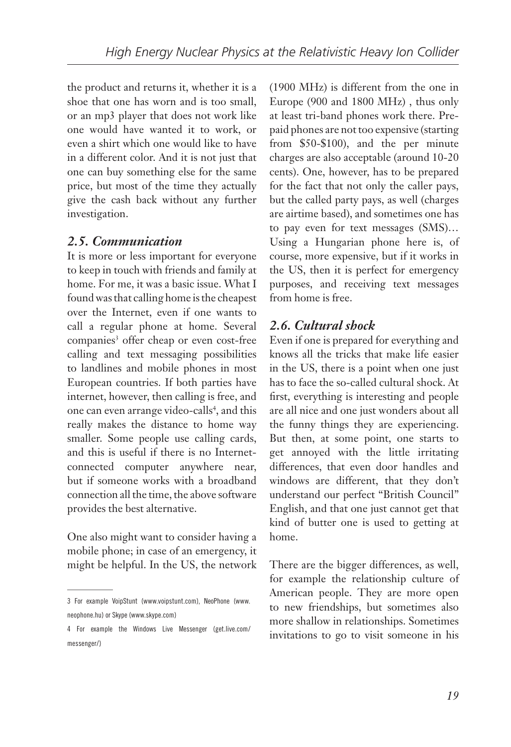the product and returns it, whether it is a shoe that one has worn and is too small, or an mp3 player that does not work like one would have wanted it to work, or even a shirt which one would like to have in a different color. And it is not just that one can buy something else for the same price, but most of the time they actually give the cash back without any further investigation.

### *2.5. Communication*

It is more or less important for everyone to keep in touch with friends and family at home. For me, it was a basic issue. What I found was that calling home is the cheapest over the Internet, even if one wants to call a regular phone at home. Several companies[3] offer cheap or even cost-free calling and text messaging possibilities to landlines and mobile phones in most European countries. If both parties have internet, however, then calling is free, and one can even arrange video-calls[4], and this really makes the distance to home way smaller. Some people use calling cards, and this is useful if there is no Internet-connected computer anywhere near, but if someone works with a broadband connection all the time, the above software provides the best alternative.

One also might want to consider having a mobile phone; in case of an emergency, it might be helpful. In the US, the network (1900 MHz) is different from the one in Europe (900 and 1800 MHz) , thus only at least tri-band phones work there. Pre-paid phones are not too expensive (starting from $50-$100), and the per minute charges are also acceptable (around 10-20 cents). One, however, has to be prepared for the fact that not only the caller pays, but the called party pays, as well (charges are airtime based), and sometimes one has to pay even for text messages (SMS)… Using a Hungarian phone here is, of course, more expensive, but if it works in the US, then it is perfect for emergency purposes, and receiving text messages from home is free.

### *2.6. Cultural shock*

Even if one is prepared for everything and knows all the tricks that make life easier in the US, there is a point when one just has to face the so-called cultural shock. At first, everything is interesting and people are all nice and one just wonders about all the funny things they are experiencing. But then, at some point, one starts to get annoyed with the little irritating differences, that even door handles and windows are different, that they don't understand our perfect "British Council" English, and that one just cannot get that kind of butter one is used to getting at home.

There are the bigger differences, as well, for example the relationship culture of American people. They are more open to new friendships, but sometimes also more shallow in relationships. Sometimes invitations to go to visit someone in his

---

3 For example VoipStunt (www.voipstunt.com), NeoPhone (www.neophone.hu) or Skype (www.skype.com)

4 For example the Windows Live Messenger (get.live.com/messenger/)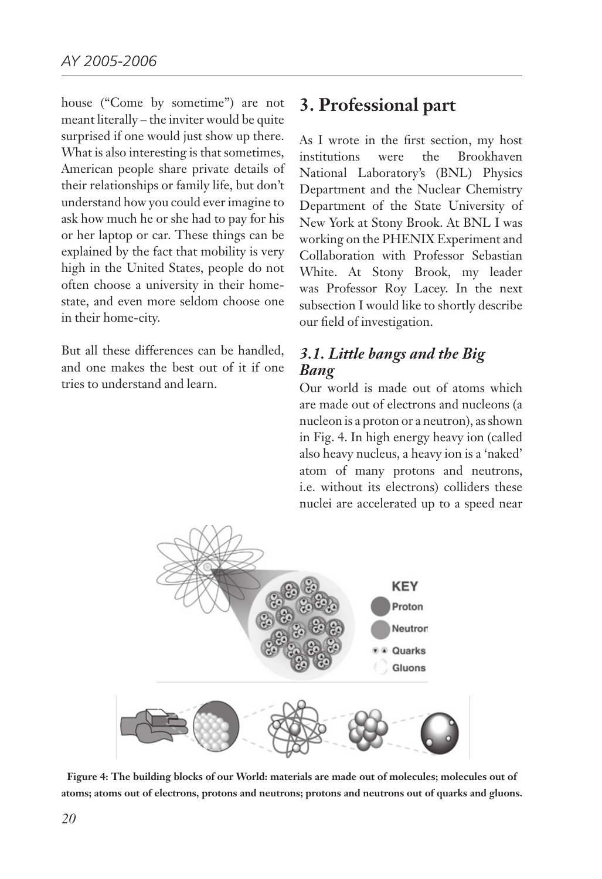house ("Come by sometime") are not meant literally – the inviter would be quite surprised if one would just show up there. What is also interesting is that sometimes, American people share private details of their relationships or family life, but don't understand how you could ever imagine to ask how much he or she had to pay for his or her laptop or car. These things can be explained by the fact that mobility is very high in the United States, people do not often choose a university in their home-state, and even more seldom choose one in their home-city.

But all these differences can be handled, and one makes the best out of it if one tries to understand and learn.

## 3. Professional part

As I wrote in the first section, my host institutions were the Brookhaven National Laboratory's (BNL) Physics Department and the Nuclear Chemistry Department of the State University of New York at Stony Brook. At BNL I was working on the PHENIX Experiment and Collaboration with Professor Sebastian White. At Stony Brook, my leader was Professor Roy Lacey. In the next subsection I would like to shortly describe our field of investigation.

### *3.1. Little bangs and the Big Bang*

Our world is made out of atoms which are made out of electrons and nucleons (a nucleon is a proton or a neutron), as shown in Fig. 4. In high energy heavy ion (called also heavy nucleus, a heavy ion is a 'naked' atom of many protons and neutrons, i.e. without its electrons) colliders these nuclei are accelerated up to a speed near

KEY
Proton
Neutron
Quarks
Gluons

**Figure 4: The building blocks of our World: materials are made out of molecules; molecules out of atoms; atoms out of electrons, protons and neutrons; protons and neutrons out of quarks and gluons.**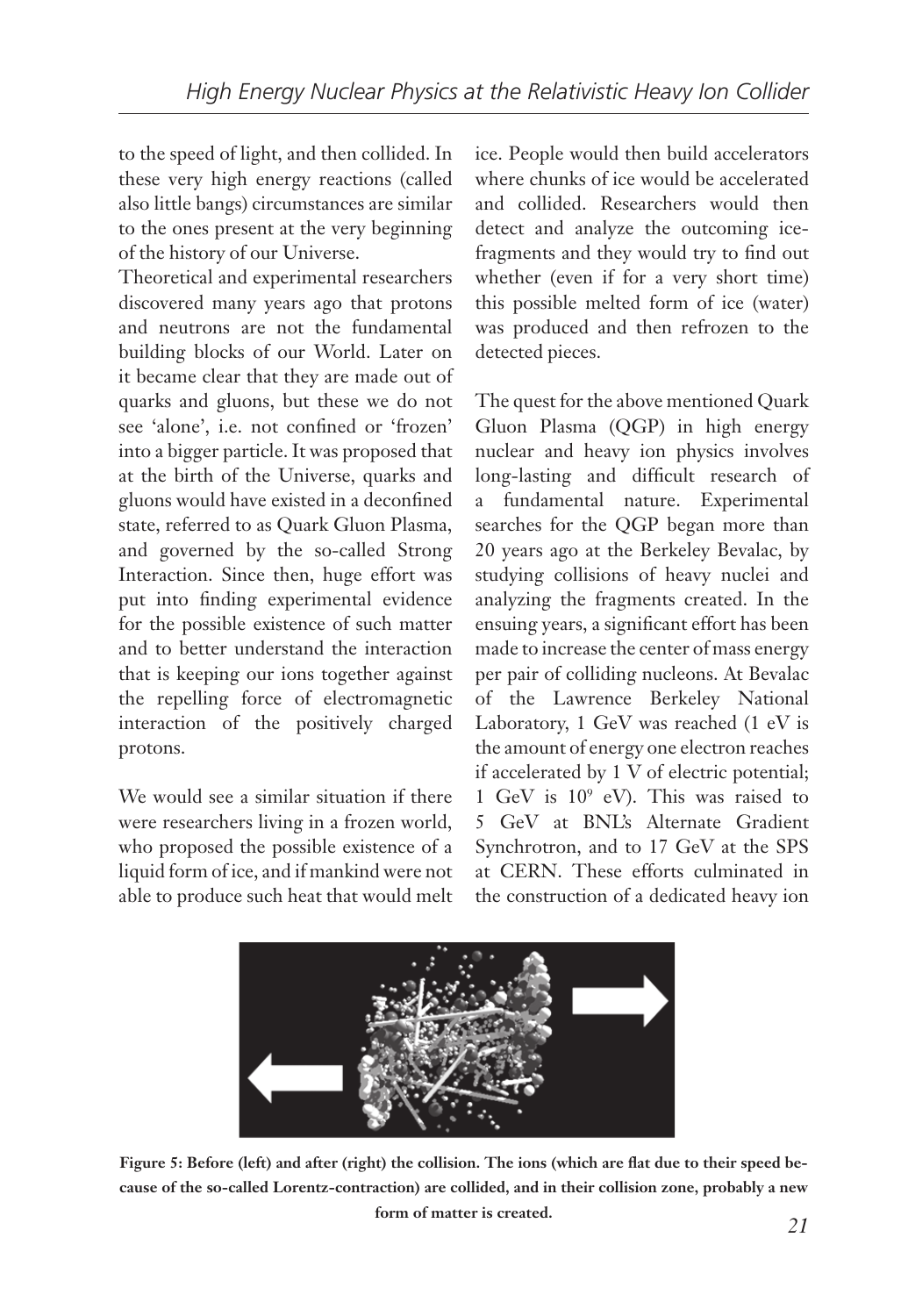to the speed of light, and then collided. In these very high energy reactions (called also little bangs) circumstances are similar to the ones present at the very beginning of the history of our Universe.

Theoretical and experimental researchers discovered many years ago that protons and neutrons are not the fundamental building blocks of our World. Later on it became clear that they are made out of quarks and gluons, but these we do not see 'alone', i.e. not confined or 'frozen' into a bigger particle. It was proposed that at the birth of the Universe, quarks and gluons would have existed in a deconfined state, referred to as Quark Gluon Plasma, and governed by the so-called Strong Interaction. Since then, huge effort was put into finding experimental evidence for the possible existence of such matter and to better understand the interaction that is keeping our ions together against the repelling force of electromagnetic interaction of the positively charged protons.

We would see a similar situation if there were researchers living in a frozen world, who proposed the possible existence of a liquid form of ice, and if mankind were not able to produce such heat that would melt ice. People would then build accelerators where chunks of ice would be accelerated and collided. Researchers would then detect and analyze the outcoming ice-fragments and they would try to find out whether (even if for a very short time) this possible melted form of ice (water) was produced and then refrozen to the detected pieces.

The quest for the above mentioned Quark Gluon Plasma (QGP) in high energy nuclear and heavy ion physics involves long-lasting and difficult research of a fundamental nature. Experimental searches for the QGP began more than 20 years ago at the Berkeley Bevalac, by studying collisions of heavy nuclei and analyzing the fragments created. In the ensuing years, a significant effort has been made to increase the center of mass energy per pair of colliding nucleons. At Bevalac of the Lawrence Berkeley National Laboratory, 1 GeV was reached (1 eV is the amount of energy one electron reaches if accelerated by 1 V of electric potential; 1 GeV is $10^9$ eV). This was raised to 5 GeV at BNL's Alternate Gradient Synchrotron, and to 17 GeV at the SPS at CERN. These efforts culminated in the construction of a dedicated heavy ion

**Figure 5: Before (left) and after (right) the collision. The ions (which are flat due to their speed because of the so-called Lorentz-contraction) are collided, and in their collision zone, probably a new form of matter is created.**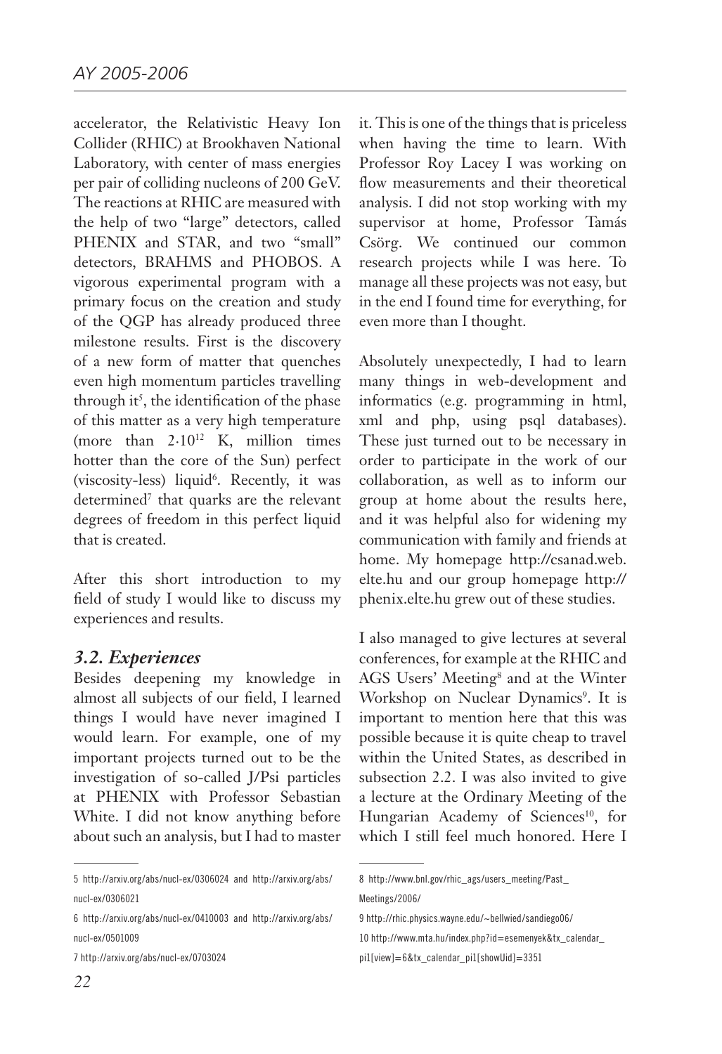accelerator, the Relativistic Heavy Ion Collider (RHIC) at Brookhaven National Laboratory, with center of mass energies per pair of colliding nucleons of 200 GeV. The reactions at RHIC are measured with the help of two "large" detectors, called PHENIX and STAR, and two "small" detectors, BRAHMS and PHOBOS. A vigorous experimental program with a primary focus on the creation and study of the QGP has already produced three milestone results. First is the discovery of a new form of matter that quenches even high momentum particles travelling through it[5], the identification of the phase of this matter as a very high temperature (more than $2 \cdot 10^{12}$ K, million times hotter than the core of the Sun) perfect (viscosity-less) liquid[6]. Recently, it was determined[7] that quarks are the relevant degrees of freedom in this perfect liquid that is created.

After this short introduction to my field of study I would like to discuss my experiences and results.

### *3.2. Experiences*

Besides deepening my knowledge in almost all subjects of our field, I learned things I would have never imagined I would learn. For example, one of my important projects turned out to be the investigation of so-called J/Psi particles at PHENIX with Professor Sebastian White. I did not know anything before about such an analysis, but I had to master it. This is one of the things that is priceless when having the time to learn. With Professor Roy Lacey I was working on flow measurements and their theoretical analysis. I did not stop working with my supervisor at home, Professor Tamás Csörg. We continued our common research projects while I was here. To manage all these projects was not easy, but in the end I found time for everything, for even more than I thought.

Absolutely unexpectedly, I had to learn many things in web-development and informatics (e.g. programming in html, xml and php, using psql databases). These just turned out to be necessary in order to participate in the work of our collaboration, as well as to inform our group at home about the results here, and it was helpful also for widening my communication with family and friends at home. My homepage http://csanad.web.elte.hu and our group homepage http://phenix.elte.hu grew out of these studies.

I also managed to give lectures at several conferences, for example at the RHIC and AGS Users' Meeting[8] and at the Winter Workshop on Nuclear Dynamics[9]. It is important to mention here that this was possible because it is quite cheap to travel within the United States, as described in subsection 2.2. I was also invited to give a lecture at the Ordinary Meeting of the Hungarian Academy of Sciences[10], for which I still feel much honored. Here I

---

5 http://arxiv.org/abs/nucl-ex/0306024 and http://arxiv.org/abs/nucl-ex/0306021

6 http://arxiv.org/abs/nucl-ex/0410003 and http://arxiv.org/abs/nucl-ex/0501009

7 http://arxiv.org/abs/nucl-ex/0703024

8 http://www.bnl.gov/rhic_ags/users_meeting/Past_Meetings/2006/

9 http://rhic.physics.wayne.edu/~bellwied/sandiego06/

10 http://www.mta.hu/index.php?id=esemenyek&tx_calendar_pi1[view]=6&tx_calendar_pi1[showUid]=3351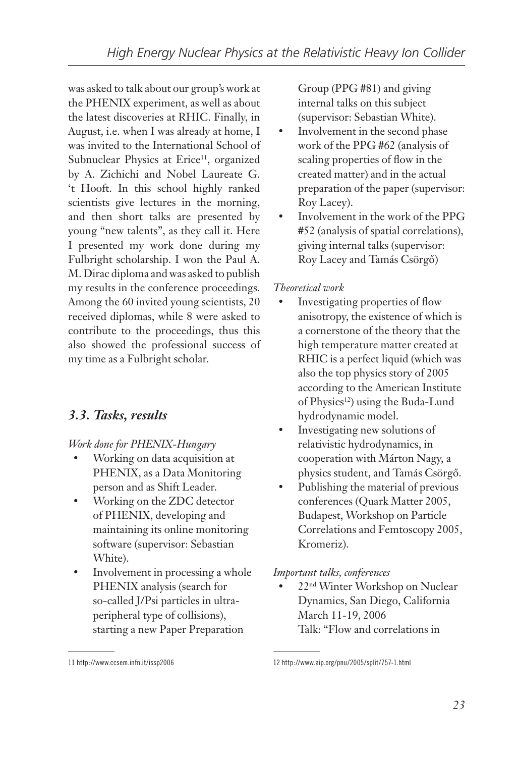was asked to talk about our group's work at the PHENIX experiment, as well as about the latest discoveries at RHIC. Finally, in August, i.e. when I was already at home, I was invited to the International School of Subnuclear Physics at Erice[11], organized by A. Zichichi and Nobel Laureate G. 't Hooft. In this school highly ranked scientists give lectures in the morning, and then short talks are presented by young "new talents", as they call it. Here I presented my work done during my Fulbright scholarship. I won the Paul A. M. Dirac diploma and was asked to publish my results in the conference proceedings. Among the 60 invited young scientists, 20 received diplomas, while 8 were asked to contribute to the proceedings, thus this also showed the professional success of my time as a Fulbright scholar.

### 3.3. Tasks, results

*Work done for PHENIX-Hungary*

- Working on data acquisition at PHENIX, as a Data Monitoring person and as Shift Leader.
- Working on the ZDC detector of PHENIX, developing and maintaining its online monitoring software (supervisor: Sebastian White).
- Involvement in processing a whole PHENIX analysis (search for so-called J/Psi particles in ultra-peripheral type of collisions), starting a new Paper Preparation Group (PPG #81) and giving internal talks on this subject (supervisor: Sebastian White).
- Involvement in the second phase work of the PPG #62 (analysis of scaling properties of flow in the created matter) and in the actual preparation of the paper (supervisor: Roy Lacey).
- Involvement in the work of the PPG #52 (analysis of spatial correlations), giving internal talks (supervisor: Roy Lacey and Tamás Csörgő)

*Theoretical work*

- Investigating properties of flow anisotropy, the existence of which is a cornerstone of the theory that the high temperature matter created at RHIC is a perfect liquid (which was also the top physics story of 2005 according to the American Institute of Physics[12]) using the Buda-Lund hydrodynamic model.
- Investigating new solutions of relativistic hydrodynamics, in cooperation with Márton Nagy, a physics student, and Tamás Csörgő.
- Publishing the material of previous conferences (Quark Matter 2005, Budapest, Workshop on Particle Correlations and Femtoscopy 2005, Kromeriz).

*Important talks, conferences*

- 22nd Winter Workshop on Nuclear Dynamics, San Diego, California March 11-19, 2006
  Talk: "Flow and correlations in

11 http://www.ccsem.infn.it/issp2006

12 http://www.aip.org/pnu/2005/split/757-1.html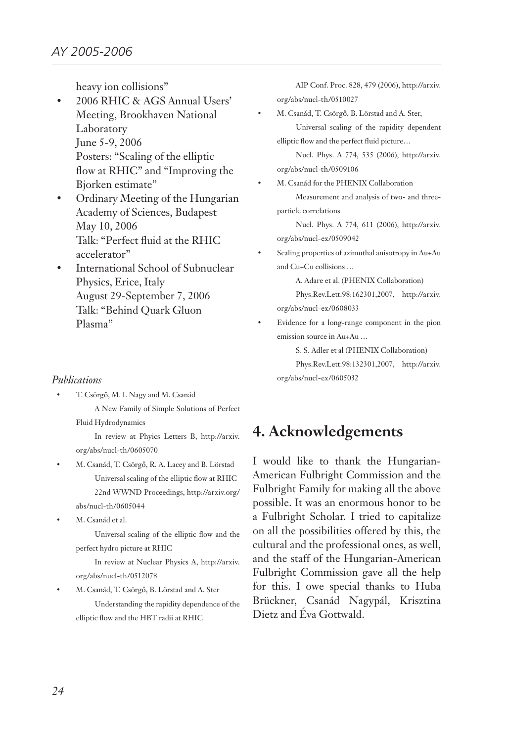heavy ion collisions"

- 2006 RHIC & AGS Annual Users' Meeting, Brookhaven National Laboratory
  June 5-9, 2006
  Posters: "Scaling of the elliptic flow at RHIC" and "Improving the Bjorken estimate"
- Ordinary Meeting of the Hungarian Academy of Sciences, Budapest
  May 10, 2006
  Talk: "Perfect fluid at the RHIC accelerator"
- International School of Subnuclear Physics, Erice, Italy
  August 29-September 7, 2006
  Talk: "Behind Quark Gluon Plasma"

*Publications*

- T. Csörgő, M. I. Nagy and M. Csanád
  A New Family of Simple Solutions of Perfect Fluid Hydrodynamics
  In review at Phyics Letters B, http://arxiv.org/abs/nucl-th/0605070
- M. Csanád, T. Csörgő, R. A. Lacey and B. Lörstad
  Universal scaling of the elliptic flow at RHIC
  22nd WWND Proceedings, http://arxiv.org/abs/nucl-th/0605044
- M. Csanád et al.
  Universal scaling of the elliptic flow and the perfect hydro picture at RHIC
  In review at Nuclear Physics A, http://arxiv.org/abs/nucl-th/0512078
- M. Csanád, T. Csörgő, B. Lörstad and A. Ster
  Understanding the rapidity dependence of the elliptic flow and the HBT radii at RHIC
  AIP Conf. Proc. 828, 479 (2006), http://arxiv.org/abs/nucl-th/0510027
- M. Csanád, T. Csörgő, B. Lörstad and A. Ster,
  Universal scaling of the rapidity dependent elliptic flow and the perfect fluid picture…
  Nucl. Phys. A 774, 535 (2006), http://arxiv.org/abs/nucl-th/0509106
- M. Csanád for the PHENIX Collaboration
  Measurement and analysis of two- and three-particle correlations
  Nucl. Phys. A 774, 611 (2006), http://arxiv.org/abs/nucl-ex/0509042
- Scaling properties of azimuthal anisotropy in Au+Au and Cu+Cu collisions …
  A. Adare et al. (PHENIX Collaboration)
  Phys.Rev.Lett.98:162301,2007, http://arxiv.org/abs/nucl-ex/0608033
- Evidence for a long-range component in the pion emission source in Au+Au …
  S. S. Adler et al (PHENIX Collaboration)
  Phys.Rev.Lett.98:132301,2007, http://arxiv.org/abs/nucl-ex/0605032

## 4. Acknowledgements

I would like to thank the Hungarian-American Fulbright Commission and the Fulbright Family for making all the above possible. It was an enormous honor to be a Fulbright Scholar. I tried to capitalize on all the possibilities offered by this, the cultural and the professional ones, as well, and the staff of the Hungarian-American Fulbright Commission gave all the help for this. I owe special thanks to Huba Brückner, Csanád Nagypál, Krisztina Dietz and Éva Gottwald.